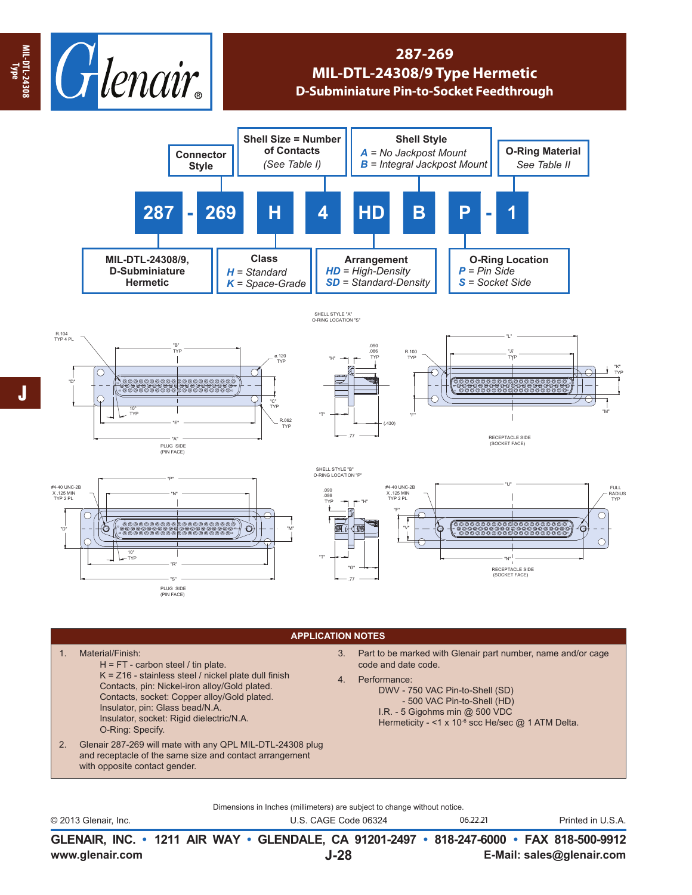# 287-269
## MIL-DTL-24308/9 Type Hermetic
### D-Subminiature Pin-to-Socket Feedthrough

**287 - 269 H 4 HD B P - 1**

- **Connector Style**: 287
- **MIL-DTL-24308/9, D-Subminiature Hermetic**: 269
- **Class**: *H* = Standard, *K* = Space-Grade
- **Shell Size = Number of Contacts** *(See Table I)*
- **Arrangement**: *HD* = High-Density, *SD* = Standard-Density
- **Shell Style**: *A* = No Jackpost Mount, *B* = Integral Jackpost Mount
- **O-Ring Location**: *P* = Pin Side, *S* = Socket Side
- **O-Ring Material**: *See Table II*

SHELL STYLE "A"
O-RING LOCATION "S"

R.104 TYP 4 PL; "B" TYP; ø.120 TYP; "D"; "C" TYP; 10° TYP; "E"; R.062 TYP; "A"

PLUG SIDE (PIN FACE)

.090 .086 TYP; "H"; "T"; (.430); .77

R.100 TYP; "L"; "J" TYP; "K" TYP; "F"; "M"

RECEPTACLE SIDE (SOCKET FACE)

SHELL STYLE "B"
O-RING LOCATION "P"

#4-40 UNC-2B X .125 MIN TYP 2 PL; "P"; "N"; "D"; "M"; 10° TYP; "R"; "S"

PLUG SIDE (PIN FACE)

.090 .086 TYP; "H"; "T"; "G"; .77

#4-40 UNC-2B X .125 MIN TYP 2 PL; "U"; FULL RADIUS TYP; "F"; "V"; "N"

RECEPTACLE SIDE (SOCKET FACE)

## APPLICATION NOTES

1. Material/Finish:
   - H = FT - carbon steel / tin plate.
   - K = Z16 - stainless steel / nickel plate dull finish
   - Contacts, pin: Nickel-iron alloy/Gold plated.
   - Contacts, socket: Copper alloy/Gold plated.
   - Insulator, pin: Glass bead/N.A.
   - Insulator, socket: Rigid dielectric/N.A.
   - O-Ring: Specify.
2. Glenair 287-269 will mate with any QPL MIL-DTL-24308 plug and receptacle of the same size and contact arrangement with opposite contact gender.
3. Part to be marked with Glenair part number, name and/or cage code and date code.
4. Performance:
   - DWV - 750 VAC Pin-to-Shell (SD)
   - - 500 VAC Pin-to-Shell (HD)
   - I.R. - 5 Gigohms min @ 500 VDC
   - Hermeticity - <1 x $10^{-6}$ scc He/sec @ 1 ATM Delta.

Dimensions in Inches (millimeters) are subject to change without notice.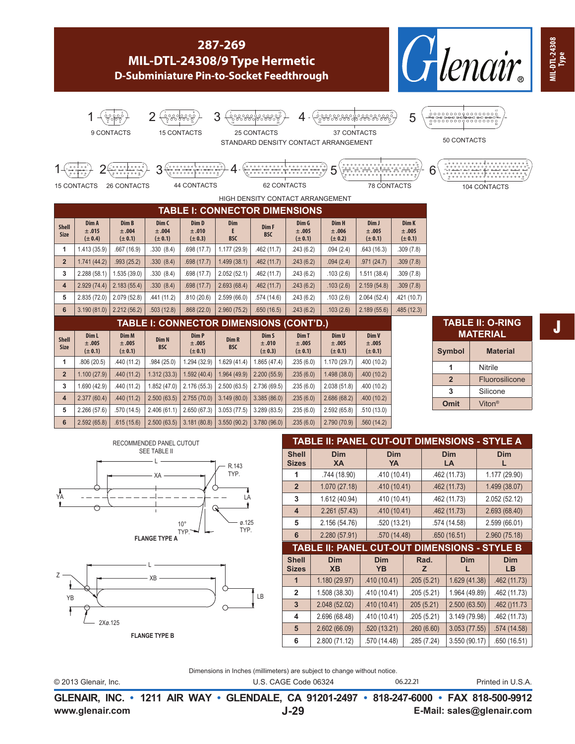# 287-269
## MIL-DTL-24308/9 Type Hermetic
## D-Subminiature Pin-to-Socket Feedthrough

1 — 9 CONTACTS
2 — 15 CONTACTS
3 — 25 CONTACTS
4 — 37 CONTACTS
5 — 50 CONTACTS

STANDARD DENSITY CONTACT ARRANGEMENT

1 — 15 CONTACTS
2 — 26 CONTACTS
3 — 44 CONTACTS
4 — 62 CONTACTS
5 — 78 CONTACTS
6 — 104 CONTACTS

HIGH DENSITY CONTACT ARRANGEMENT

### TABLE I: CONNECTOR DIMENSIONS

| Shell Size | Dim A ±.015 (±0.4) | Dim B ±.004 (±0.1) | Dim C ±.004 (±0.1) | Dim D ±.010 (±0.3) | Dim E BSC | Dim F BSC | Dim G ±.005 (±0.1) | Dim H ±.006 (±0.2) | Dim J ±.005 (±0.1) | Dim K ±.005 (±0.1) |
|---|---|---|---|---|---|---|---|---|---|---|
| 1 | 1.413 (35.9) | .667 (16.9) | .330 (8.4) | .698 (17.7) | 1.177 (29.9) | .462 (11.7) | .243 (6.2) | .094 (2.4) | .643 (16.3) | .309 (7.8) |
| 2 | 1.741 (44.2) | .993 (25.2) | .330 (8.4) | .698 (17.7) | 1.499 (38.1) | .462 (11.7) | .243 (6.2) | .094 (2.4) | .971 (24.7) | .309 (7.8) |
| 3 | 2.288 (58.1) | 1.535 (39.0) | .330 (8.4) | .698 (17.7) | 2.052 (52.1) | .462 (11.7) | .243 (6.2) | .103 (2.6) | 1.511 (38.4) | .309 (7.8) |
| 4 | 2.929 (74.4) | 2.183 (55.4) | .330 (8.4) | .698 (17.7) | 2.693 (68.4) | .462 (11.7) | .243 (6.2) | .103 (2.6) | 2.159 (54.8) | .309 (7.8) |
| 5 | 2.835 (72.0) | 2.079 (52.8) | .441 (11.2) | .810 (20.6) | 2.599 (66.0) | .574 (14.6) | .243 (6.2) | .103 (2.6) | 2.064 (52.4) | .421 (10.7) |
| 6 | 3.190 (81.0) | 2.212 (56.2) | .503 (12.8) | .868 (22.0) | 2.960 (75.2) | .650 (16.5) | .243 (6.2) | .103 (2.6) | 2.189 (55.6) | .485 (12.3) |

### TABLE I: CONNECTOR DIMENSIONS (CONT'D.)

| Shell Size | Dim L ±.005 (±0.1) | Dim M ±.005 (±0.1) | Dim N BSC | Dim P ±.005 (±0.1) | Dim R BSC | Dim S ±.010 (±0.3) | Dim T ±.005 (±0.1) | Dim U ±.005 (±0.1) | Dim V ±.005 (±0.1) |
|---|---|---|---|---|---|---|---|---|---|
| 1 | .806 (20.5) | .440 (11.2) | .984 (25.0) | 1.294 (32.9) | 1.629 (41.4) | 1.865 (47.4) | .235 (6.0) | 1.170 (29.7) | .400 (10.2) |
| 2 | 1.100 (27.9) | .440 (11.2) | 1.312 (33.3) | 1.592 (40.4) | 1.964 (49.9) | 2.200 (55.9) | .235 (6.0) | 1.498 (38.0) | .400 (10.2) |
| 3 | 1.690 (42.9) | .440 (11.2) | 1.852 (47.0) | 2.176 (55.3) | 2.500 (63.5) | 2.736 (69.5) | .235 (6.0) | 2.038 (51.8) | .400 (10.2) |
| 4 | 2.377 (60.4) | .440 (11.2) | 2.500 (63.5) | 2.755 (70.0) | 3.149 (80.0) | 3.385 (86.0) | .235 (6.0) | 2.686 (68.2) | .400 (10.2) |
| 5 | 2.266 (57.6) | .570 (14.5) | 2.406 (61.1) | 2.650 (67.3) | 3.053 (77.5) | 3.289 (83.5) | .235 (6.0) | 2.592 (65.8) | .510 (13.0) |
| 6 | 2.592 (65.8) | .615 (15.6) | 2.500 (63.5) | 3.181 (80.8) | 3.550 (90.2) | 3.780 (96.0) | .235 (6.0) | 2.790 (70.9) | .560 (14.2) |

### TABLE II: O-RING MATERIAL

| Symbol | Material |
|---|---|
| 1 | Nitrile |
| 2 | Fluorosilicone |
| 3 | Silicone |
| Omit | Viton® |

RECOMMENDED PANEL CUTOUT
SEE TABLE II

L, XA, YA, LA, R.143 TYP., ø.125 TYP., 10° TYP.

FLANGE TYPE A

L, XB, Z, YB, LB, 2Xø.125

FLANGE TYPE B

### TABLE II: PANEL CUT-OUT DIMENSIONS - STYLE A

| Shell Sizes | Dim XA | Dim YA | Dim LA | Dim L |
|---|---|---|---|---|
| 1 | .744 (18.90) | .410 (10.41) | .462 (11.73) | 1.177 (29.90) |
| 2 | 1.070 (27.18) | .410 (10.41) | .462 (11.73) | 1.499 (38.07) |
| 3 | 1.612 (40.94) | .410 (10.41) | .462 (11.73) | 2.052 (52.12) |
| 4 | 2.261 (57.43) | .410 (10.41) | .462 (11.73) | 2.693 (68.40) |
| 5 | 2.156 (54.76) | .520 (13.21) | .574 (14.58) | 2.599 (66.01) |
| 6 | 2.280 (57.91) | .570 (14.48) | .650 (16.51) | 2.960 (75.18) |

### TABLE II: PANEL CUT-OUT DIMENSIONS - STYLE B

| Shell Sizes | Dim XB | Dim YB | Rad. Z | Dim L | Dim LB |
|---|---|---|---|---|---|
| 1 | 1.180 (29.97) | .410 (10.41) | .205 (5.21) | 1.629 (41.38) | .462 (11.73) |
| 2 | 1.508 (38.30) | .410 (10.41) | .205 (5.21) | 1.964 (49.89) | .462 (11.73) |
| 3 | 2.048 (52.02) | .410 (10.41) | 205 (5.21) | 2.500 (63.50) | .462 ()11.73 |
| 4 | 2.696 (68.48) | .410 (10.41) | .205 (5.21) | 3.149 (79.98) | .462 (11.73) |
| 5 | 2.602 (66.09) | .520 (13.21) | .260 (6.60) | 3.053 (77.55) | .574 (14.58) |
| 6 | 2.800 (71.12) | .570 (14.48) | .285 (7.24) | 3.550 (90.17) | .650 (16.51) |

Dimensions in Inches (millimeters) are subject to change without notice.

© 2013 Glenair, Inc. U.S. CAGE Code 06324 06.22.21 Printed in U.S.A.

**GLENAIR, INC. • 1211 AIR WAY • GLENDALE, CA 91201-2497 • 818-247-6000 • FAX 818-500-9912**
**www.glenair.com** **J-29** **E-Mail: sales@glenair.com**